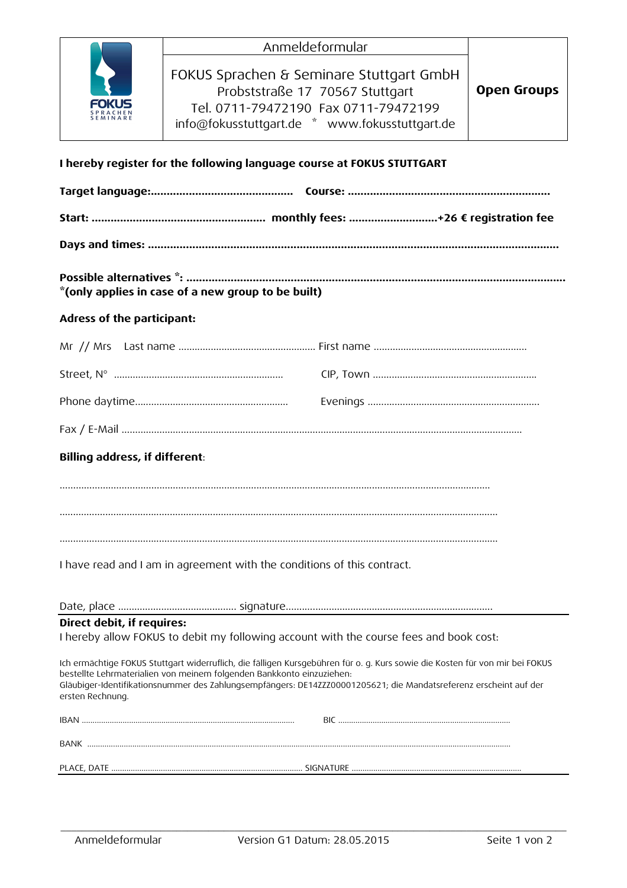| FOKUS SPRACHEN SEMINARE | Anmeldeformular | Open Groups |
|---|---|---|
| | FOKUS Sprachen & Seminare Stuttgart GmbH<br>Probststraße 17 70567 Stuttgart<br>Tel. 0711-79472190 Fax 0711-79472199<br>info@fokusstuttgart.de * www.fokusstuttgart.de | |

**I hereby register for the following language course at FOKUS STUTTGART**

**Target language:............................................ Course: ...............................................................**

**Start: ...................................................... monthly fees: ...........................+26 € registration fee**

**Days and times: .................................................................................................................................**

**Possible alternatives \*: .......................................................................................................................**
**\*(only applies in case of a new group to be built)**

**Adress of the participant:**

Mr // Mrs Last name .................................................. First name ........................................................

Street, N° .............................................................. CIP, Town ............................................................

Phone daytime........................................................ Evenings ...............................................................

Fax / E-Mail ...................................................................................................................................................

**Billing address, if different**:

..............................................................................................................................................................

..............................................................................................................................................................

..............................................................................................................................................................

I have read and I am in agreement with the conditions of this contract.

Date, place ............................................ signature.............................................................................

**Direct debit, if requires:**
I hereby allow FOKUS to debit my following account with the course fees and book cost:

Ich ermächtige FOKUS Stuttgart widerruflich, die fälligen Kursgebühren für o. g. Kurs sowie die Kosten für von mir bei FOKUS bestellte Lehrmaterialien von meinem folgenden Bankkonto einzuziehen:
Gläubiger-Identifikationsnummer des Zahlungsempfängers: DE14ZZZ00001205621; die Mandatsreferenz erscheint auf der ersten Rechnung.

IBAN ................................................................................................ BIC .............................................................................

BANK ..............................................................................................................................................................................................

PLACE, DATE ........................................................................................ SIGNATURE ..............................................................................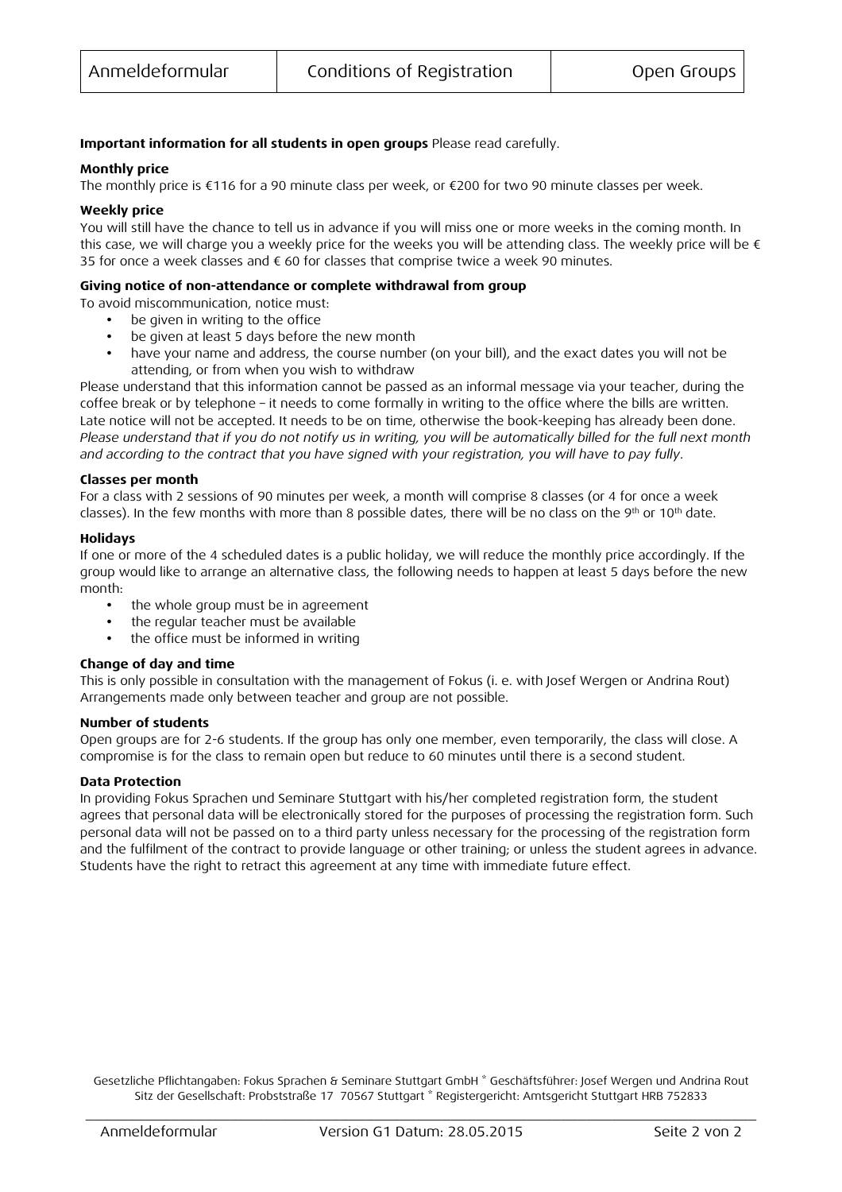| Anmeldeformular | Conditions of Registration | Open Groups |
| --- | --- | --- |

**Important information for all students in open groups** Please read carefully.

**Monthly price**

The monthly price is €116 for a 90 minute class per week, or €200 for two 90 minute classes per week.

**Weekly price**

You will still have the chance to tell us in advance if you will miss one or more weeks in the coming month. In this case, we will charge you a weekly price for the weeks you will be attending class. The weekly price will be € 35 for once a week classes and € 60 for classes that comprise twice a week 90 minutes.

**Giving notice of non-attendance or complete withdrawal from group**

To avoid miscommunication, notice must:

- be given in writing to the office
- be given at least 5 days before the new month
- have your name and address, the course number (on your bill), and the exact dates you will not be attending, or from when you wish to withdraw

Please understand that this information cannot be passed as an informal message via your teacher, during the coffee break or by telephone – it needs to come formally in writing to the office where the bills are written. Late notice will not be accepted. It needs to be on time, otherwise the book-keeping has already been done. *Please understand that if you do not notify us in writing, you will be automatically billed for the full next month and according to the contract that you have signed with your registration, you will have to pay fully*.

**Classes per month**

For a class with 2 sessions of 90 minutes per week, a month will comprise 8 classes (or 4 for once a week classes). In the few months with more than 8 possible dates, there will be no class on the 9th or 10th date.

**Holidays**

If one or more of the 4 scheduled dates is a public holiday, we will reduce the monthly price accordingly. If the group would like to arrange an alternative class, the following needs to happen at least 5 days before the new month:

- the whole group must be in agreement
- the regular teacher must be available
- the office must be informed in writing

**Change of day and time**

This is only possible in consultation with the management of Fokus (i. e. with Josef Wergen or Andrina Rout) Arrangements made only between teacher and group are not possible.

**Number of students**

Open groups are for 2-6 students. If the group has only one member, even temporarily, the class will close. A compromise is for the class to remain open but reduce to 60 minutes until there is a second student.

**Data Protection**

In providing Fokus Sprachen und Seminare Stuttgart with his/her completed registration form, the student agrees that personal data will be electronically stored for the purposes of processing the registration form. Such personal data will not be passed on to a third party unless necessary for the processing of the registration form and the fulfilment of the contract to provide language or other training; or unless the student agrees in advance. Students have the right to retract this agreement at any time with immediate future effect.

Gesetzliche Pflichtangaben: Fokus Sprachen & Seminare Stuttgart GmbH * Geschäftsführer: Josef Wergen und Andrina Rout
Sitz der Gesellschaft: Probststraße 17 70567 Stuttgart * Registergericht: Amtsgericht Stuttgart HRB 752833

Anmeldeformular Version G1 Datum: 28.05.2015